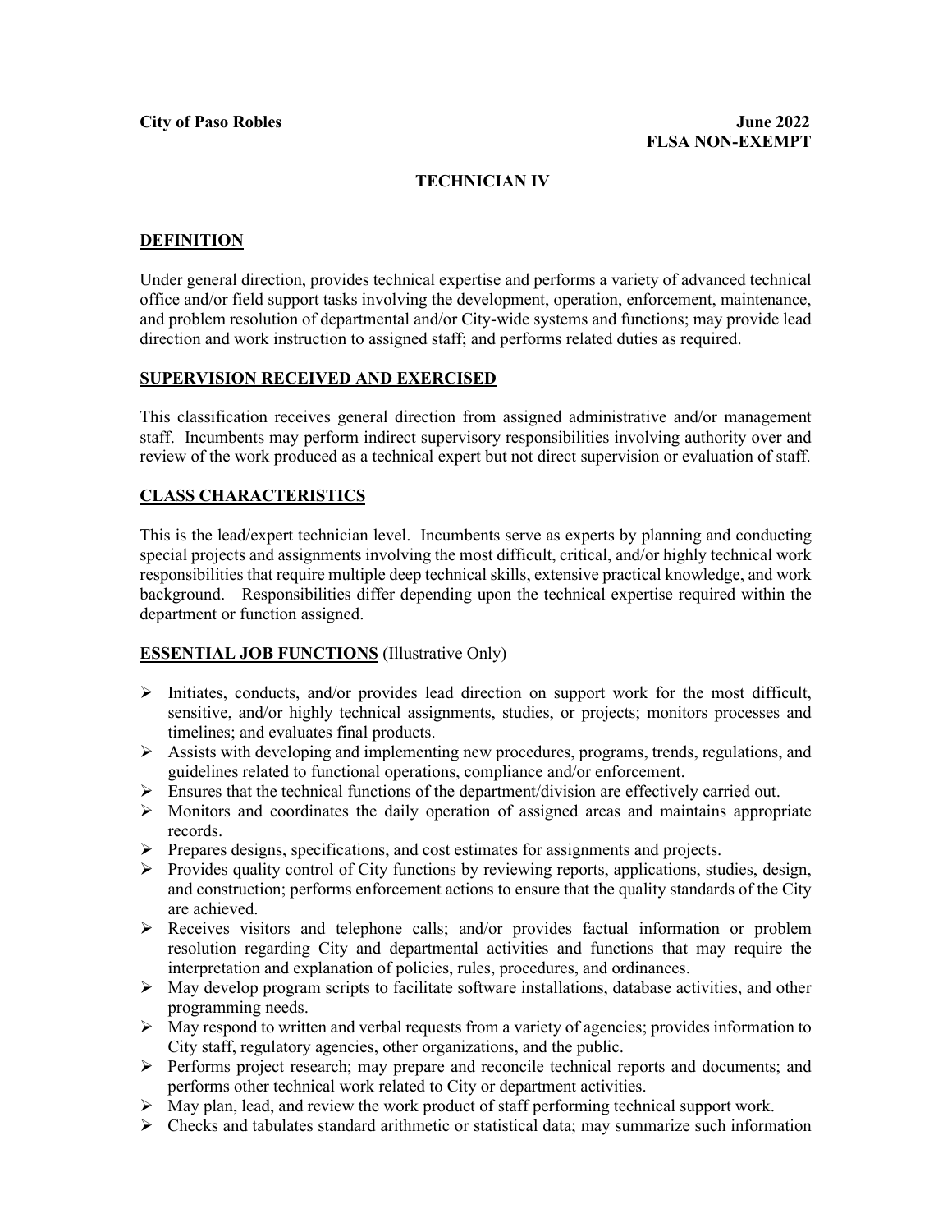**City of Paso Robles** **June 2022**

**FLSA NON-EXEMPT**

# TECHNICIAN IV

## DEFINITION

Under general direction, provides technical expertise and performs a variety of advanced technical office and/or field support tasks involving the development, operation, enforcement, maintenance, and problem resolution of departmental and/or City-wide systems and functions; may provide lead direction and work instruction to assigned staff; and performs related duties as required.

## SUPERVISION RECEIVED AND EXERCISED

This classification receives general direction from assigned administrative and/or management staff. Incumbents may perform indirect supervisory responsibilities involving authority over and review of the work produced as a technical expert but not direct supervision or evaluation of staff.

## CLASS CHARACTERISTICS

This is the lead/expert technician level. Incumbents serve as experts by planning and conducting special projects and assignments involving the most difficult, critical, and/or highly technical work responsibilities that require multiple deep technical skills, extensive practical knowledge, and work background. Responsibilities differ depending upon the technical expertise required within the department or function assigned.

## ESSENTIAL JOB FUNCTIONS (Illustrative Only)

- Initiates, conducts, and/or provides lead direction on support work for the most difficult, sensitive, and/or highly technical assignments, studies, or projects; monitors processes and timelines; and evaluates final products.
- Assists with developing and implementing new procedures, programs, trends, regulations, and guidelines related to functional operations, compliance and/or enforcement.
- Ensures that the technical functions of the department/division are effectively carried out.
- Monitors and coordinates the daily operation of assigned areas and maintains appropriate records.
- Prepares designs, specifications, and cost estimates for assignments and projects.
- Provides quality control of City functions by reviewing reports, applications, studies, design, and construction; performs enforcement actions to ensure that the quality standards of the City are achieved.
- Receives visitors and telephone calls; and/or provides factual information or problem resolution regarding City and departmental activities and functions that may require the interpretation and explanation of policies, rules, procedures, and ordinances.
- May develop program scripts to facilitate software installations, database activities, and other programming needs.
- May respond to written and verbal requests from a variety of agencies; provides information to City staff, regulatory agencies, other organizations, and the public.
- Performs project research; may prepare and reconcile technical reports and documents; and performs other technical work related to City or department activities.
- May plan, lead, and review the work product of staff performing technical support work.
- Checks and tabulates standard arithmetic or statistical data; may summarize such information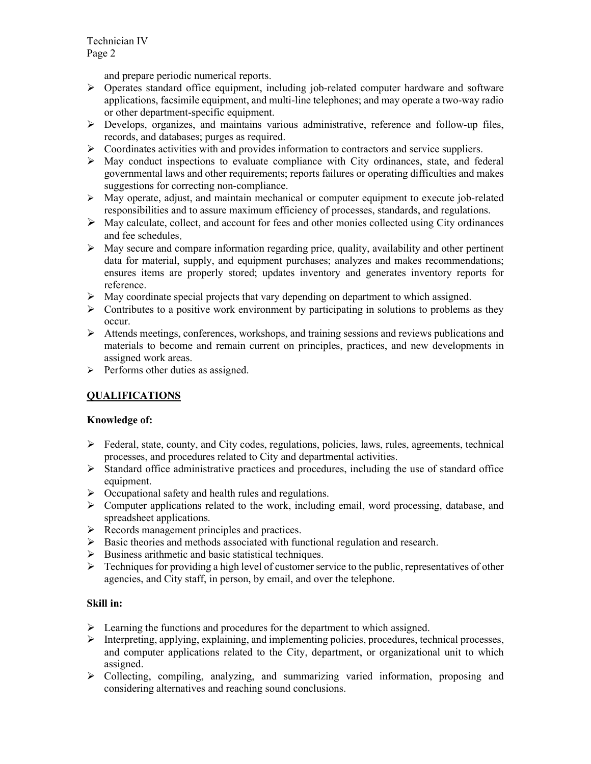and prepare periodic numerical reports.

- Operates standard office equipment, including job-related computer hardware and software applications, facsimile equipment, and multi-line telephones; and may operate a two-way radio or other department-specific equipment.
- Develops, organizes, and maintains various administrative, reference and follow-up files, records, and databases; purges as required.
- Coordinates activities with and provides information to contractors and service suppliers.
- May conduct inspections to evaluate compliance with City ordinances, state, and federal governmental laws and other requirements; reports failures or operating difficulties and makes suggestions for correcting non-compliance.
- May operate, adjust, and maintain mechanical or computer equipment to execute job-related responsibilities and to assure maximum efficiency of processes, standards, and regulations.
- May calculate, collect, and account for fees and other monies collected using City ordinances and fee schedules.
- May secure and compare information regarding price, quality, availability and other pertinent data for material, supply, and equipment purchases; analyzes and makes recommendations; ensures items are properly stored; updates inventory and generates inventory reports for reference.
- May coordinate special projects that vary depending on department to which assigned.
- Contributes to a positive work environment by participating in solutions to problems as they occur.
- Attends meetings, conferences, workshops, and training sessions and reviews publications and materials to become and remain current on principles, practices, and new developments in assigned work areas.
- Performs other duties as assigned.

## QUALIFICATIONS

**Knowledge of:**

- Federal, state, county, and City codes, regulations, policies, laws, rules, agreements, technical processes, and procedures related to City and departmental activities.
- Standard office administrative practices and procedures, including the use of standard office equipment.
- Occupational safety and health rules and regulations.
- Computer applications related to the work, including email, word processing, database, and spreadsheet applications.
- Records management principles and practices.
- Basic theories and methods associated with functional regulation and research.
- Business arithmetic and basic statistical techniques.
- Techniques for providing a high level of customer service to the public, representatives of other agencies, and City staff, in person, by email, and over the telephone.

**Skill in:**

- Learning the functions and procedures for the department to which assigned.
- Interpreting, applying, explaining, and implementing policies, procedures, technical processes, and computer applications related to the City, department, or organizational unit to which assigned.
- Collecting, compiling, analyzing, and summarizing varied information, proposing and considering alternatives and reaching sound conclusions.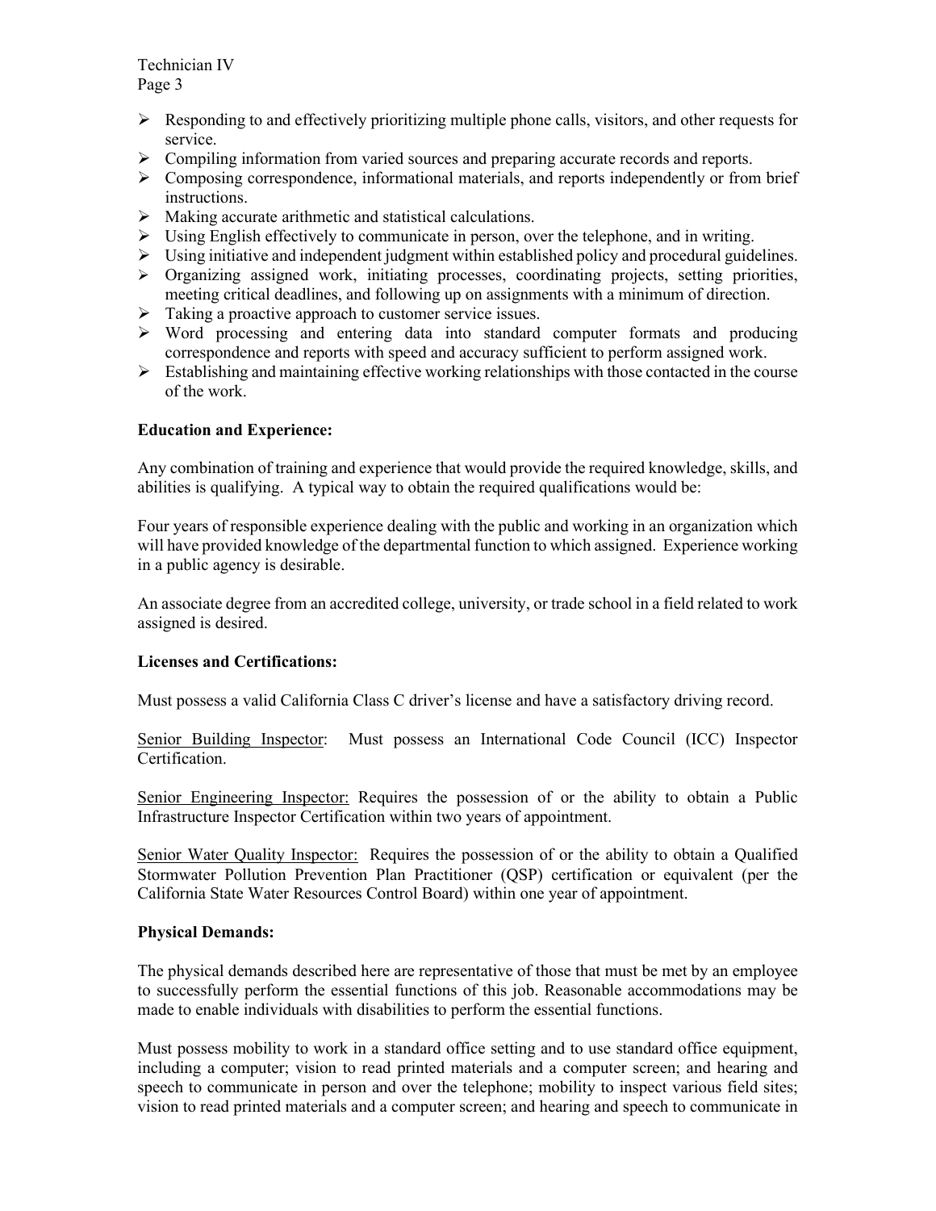- Responding to and effectively prioritizing multiple phone calls, visitors, and other requests for service.
- Compiling information from varied sources and preparing accurate records and reports.
- Composing correspondence, informational materials, and reports independently or from brief instructions.
- Making accurate arithmetic and statistical calculations.
- Using English effectively to communicate in person, over the telephone, and in writing.
- Using initiative and independent judgment within established policy and procedural guidelines.
- Organizing assigned work, initiating processes, coordinating projects, setting priorities, meeting critical deadlines, and following up on assignments with a minimum of direction.
- Taking a proactive approach to customer service issues.
- Word processing and entering data into standard computer formats and producing correspondence and reports with speed and accuracy sufficient to perform assigned work.
- Establishing and maintaining effective working relationships with those contacted in the course of the work.

**Education and Experience:**

Any combination of training and experience that would provide the required knowledge, skills, and abilities is qualifying. A typical way to obtain the required qualifications would be:

Four years of responsible experience dealing with the public and working in an organization which will have provided knowledge of the departmental function to which assigned. Experience working in a public agency is desirable.

An associate degree from an accredited college, university, or trade school in a field related to work assigned is desired.

**Licenses and Certifications:**

Must possess a valid California Class C driver's license and have a satisfactory driving record.

<u>Senior Building Inspector</u>: Must possess an International Code Council (ICC) Inspector Certification.

<u>Senior Engineering Inspector:</u> Requires the possession of or the ability to obtain a Public Infrastructure Inspector Certification within two years of appointment.

<u>Senior Water Quality Inspector:</u> Requires the possession of or the ability to obtain a Qualified Stormwater Pollution Prevention Plan Practitioner (QSP) certification or equivalent (per the California State Water Resources Control Board) within one year of appointment.

**Physical Demands:**

The physical demands described here are representative of those that must be met by an employee to successfully perform the essential functions of this job. Reasonable accommodations may be made to enable individuals with disabilities to perform the essential functions.

Must possess mobility to work in a standard office setting and to use standard office equipment, including a computer; vision to read printed materials and a computer screen; and hearing and speech to communicate in person and over the telephone; mobility to inspect various field sites; vision to read printed materials and a computer screen; and hearing and speech to communicate in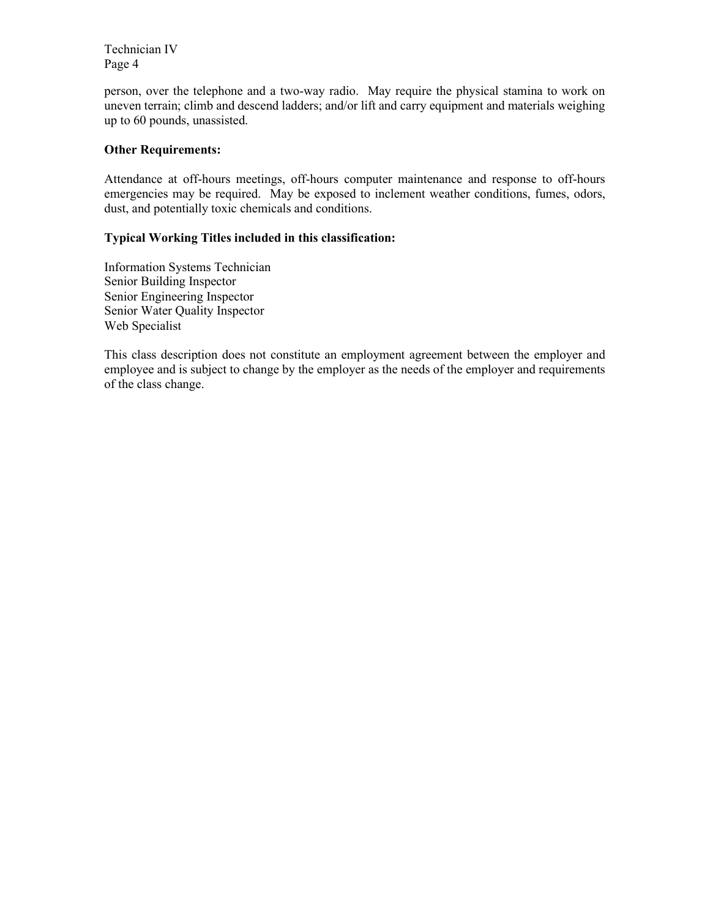person, over the telephone and a two-way radio. May require the physical stamina to work on uneven terrain; climb and descend ladders; and/or lift and carry equipment and materials weighing up to 60 pounds, unassisted.

**Other Requirements:**

Attendance at off-hours meetings, off-hours computer maintenance and response to off-hours emergencies may be required. May be exposed to inclement weather conditions, fumes, odors, dust, and potentially toxic chemicals and conditions.

**Typical Working Titles included in this classification:**

Information Systems Technician
Senior Building Inspector
Senior Engineering Inspector
Senior Water Quality Inspector
Web Specialist

This class description does not constitute an employment agreement between the employer and employee and is subject to change by the employer as the needs of the employer and requirements of the class change.